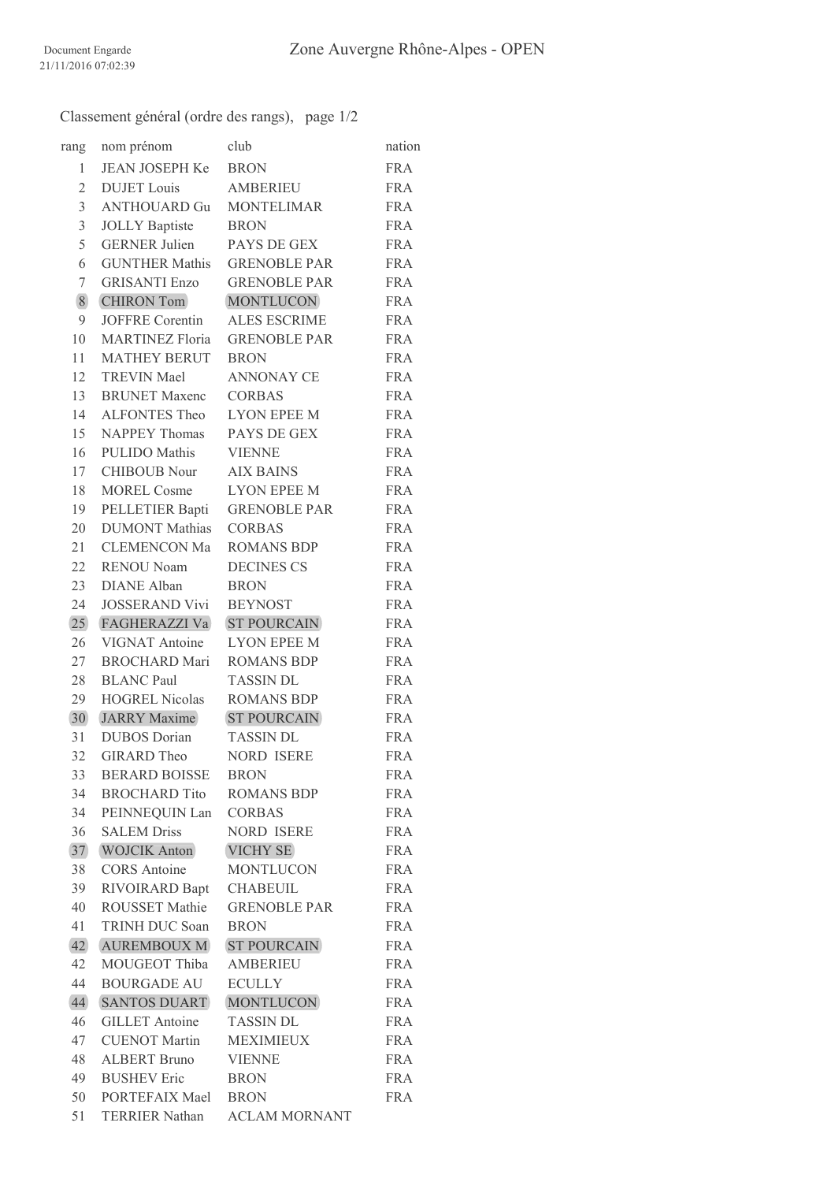Document Engarde
21/11/2016 07:02:39

# Zone Auvergne Rhône-Alpes - OPEN

Classement général (ordre des rangs), page 1/2

| rang | nom prénom | club | nation |
|---|---|---|---|
| 1 | JEAN JOSEPH Ke | BRON | FRA |
| 2 | DUJET Louis | AMBERIEU | FRA |
| 3 | ANTHOUARD Gu | MONTELIMAR | FRA |
| 3 | JOLLY Baptiste | BRON | FRA |
| 5 | GERNER Julien | PAYS DE GEX | FRA |
| 6 | GUNTHER Mathis | GRENOBLE PAR | FRA |
| 7 | GRISANTI Enzo | GRENOBLE PAR | FRA |
| 8 | CHIRON Tom | MONTLUCON | FRA |
| 9 | JOFFRE Corentin | ALES ESCRIME | FRA |
| 10 | MARTINEZ Floria | GRENOBLE PAR | FRA |
| 11 | MATHEY BERUT | BRON | FRA |
| 12 | TREVIN Mael | ANNONAY CE | FRA |
| 13 | BRUNET Maxenc | CORBAS | FRA |
| 14 | ALFONTES Theo | LYON EPEE M | FRA |
| 15 | NAPPEY Thomas | PAYS DE GEX | FRA |
| 16 | PULIDO Mathis | VIENNE | FRA |
| 17 | CHIBOUB Nour | AIX BAINS | FRA |
| 18 | MOREL Cosme | LYON EPEE M | FRA |
| 19 | PELLETIER Bapti | GRENOBLE PAR | FRA |
| 20 | DUMONT Mathias | CORBAS | FRA |
| 21 | CLEMENCON Ma | ROMANS BDP | FRA |
| 22 | RENOU Noam | DECINES CS | FRA |
| 23 | DIANE Alban | BRON | FRA |
| 24 | JOSSERAND Vivi | BEYNOST | FRA |
| 25 | FAGHERAZZI Va | ST POURCAIN | FRA |
| 26 | VIGNAT Antoine | LYON EPEE M | FRA |
| 27 | BROCHARD Mari | ROMANS BDP | FRA |
| 28 | BLANC Paul | TASSIN DL | FRA |
| 29 | HOGREL Nicolas | ROMANS BDP | FRA |
| 30 | JARRY Maxime | ST POURCAIN | FRA |
| 31 | DUBOS Dorian | TASSIN DL | FRA |
| 32 | GIRARD Theo | NORD ISERE | FRA |
| 33 | BERARD BOISSE | BRON | FRA |
| 34 | BROCHARD Tito | ROMANS BDP | FRA |
| 34 | PEINNEQUIN Lan | CORBAS | FRA |
| 36 | SALEM Driss | NORD ISERE | FRA |
| 37 | WOJCIK Anton | VICHY SE | FRA |
| 38 | CORS Antoine | MONTLUCON | FRA |
| 39 | RIVOIRARD Bapt | CHABEUIL | FRA |
| 40 | ROUSSET Mathie | GRENOBLE PAR | FRA |
| 41 | TRINH DUC Soan | BRON | FRA |
| 42 | AUREMBOUX M | ST POURCAIN | FRA |
| 42 | MOUGEOT Thiba | AMBERIEU | FRA |
| 44 | BOURGADE AU | ECULLY | FRA |
| 44 | SANTOS DUART | MONTLUCON | FRA |
| 46 | GILLET Antoine | TASSIN DL | FRA |
| 47 | CUENOT Martin | MEXIMIEUX | FRA |
| 48 | ALBERT Bruno | VIENNE | FRA |
| 49 | BUSHEV Eric | BRON | FRA |
| 50 | PORTEFAIX Mael | BRON | FRA |
| 51 | TERRIER Nathan | ACLAM MORNANT | |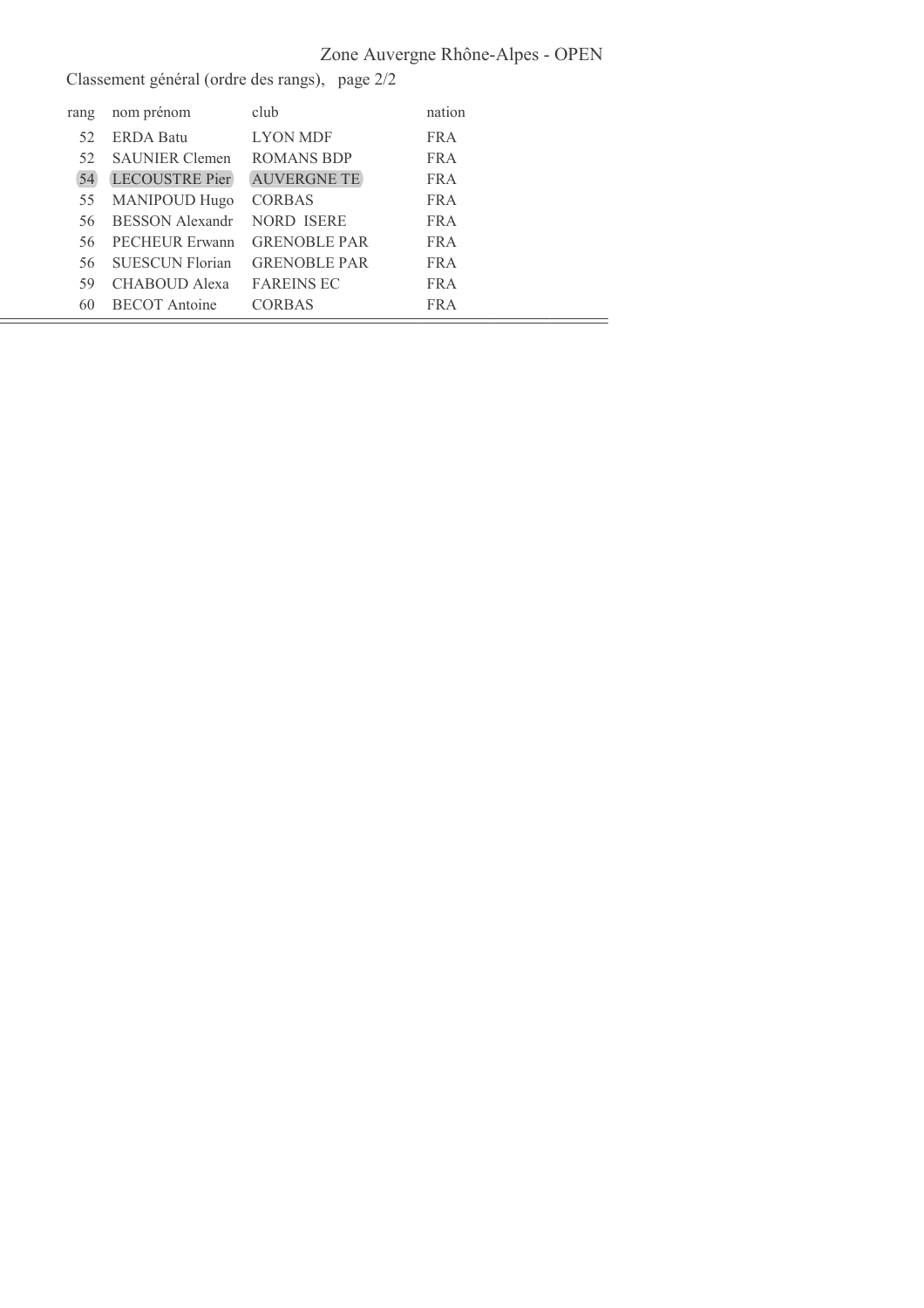Zone Auvergne Rhône-Alpes - OPEN

Classement général (ordre des rangs), page 2/2

| rang | nom prénom | club | nation |
|---|---|---|---|
| 52 | ERDA Batu | LYON MDF | FRA |
| 52 | SAUNIER Clemen | ROMANS BDP | FRA |
| 54 | LECOUSTRE Pier | AUVERGNE TE | FRA |
| 55 | MANIPOUD Hugo | CORBAS | FRA |
| 56 | BESSON Alexandr | NORD ISERE | FRA |
| 56 | PECHEUR Erwann | GRENOBLE PAR | FRA |
| 56 | SUESCUN Florian | GRENOBLE PAR | FRA |
| 59 | CHABOUD Alexa | FAREINS EC | FRA |
| 60 | BECOT Antoine | CORBAS | FRA |